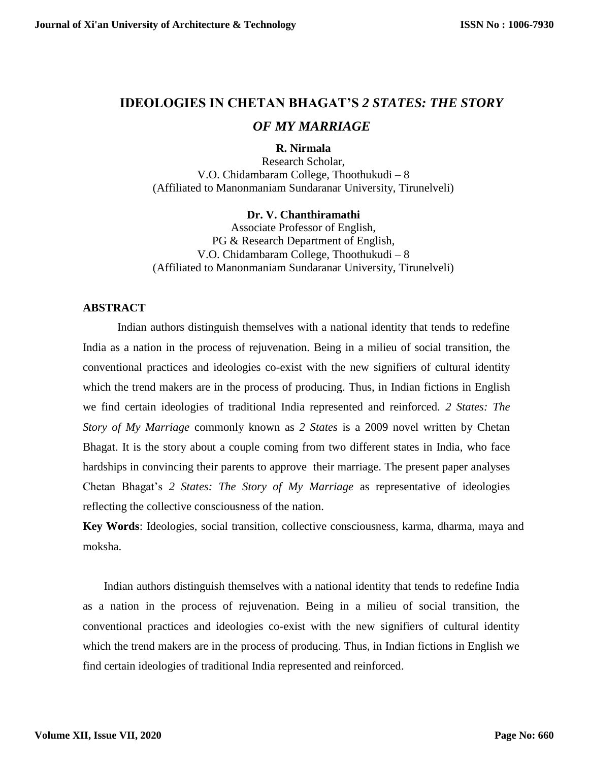# IDEOLOGIES IN CHETAN BHAGAT'S *2 STATES: THE STORY OF MY MARRIAGE*

**R. Nirmala**
Research Scholar,
V.O. Chidambaram College, Thoothukudi – 8
(Affiliated to Manonmaniam Sundaranar University, Tirunelveli)

**Dr. V. Chanthiramathi**
Associate Professor of English,
PG & Research Department of English,
V.O. Chidambaram College, Thoothukudi – 8
(Affiliated to Manonmaniam Sundaranar University, Tirunelveli)

## ABSTRACT

Indian authors distinguish themselves with a national identity that tends to redefine India as a nation in the process of rejuvenation. Being in a milieu of social transition, the conventional practices and ideologies co-exist with the new signifiers of cultural identity which the trend makers are in the process of producing. Thus, in Indian fictions in English we find certain ideologies of traditional India represented and reinforced. *2 States: The Story of My Marriage* commonly known as *2 States* is a 2009 novel written by Chetan Bhagat. It is the story about a couple coming from two different states in India, who face hardships in convincing their parents to approve their marriage. The present paper analyses Chetan Bhagat's *2 States: The Story of My Marriage* as representative of ideologies reflecting the collective consciousness of the nation.

**Key Words**: Ideologies, social transition, collective consciousness, karma, dharma, maya and moksha.

Indian authors distinguish themselves with a national identity that tends to redefine India as a nation in the process of rejuvenation. Being in a milieu of social transition, the conventional practices and ideologies co-exist with the new signifiers of cultural identity which the trend makers are in the process of producing. Thus, in Indian fictions in English we find certain ideologies of traditional India represented and reinforced.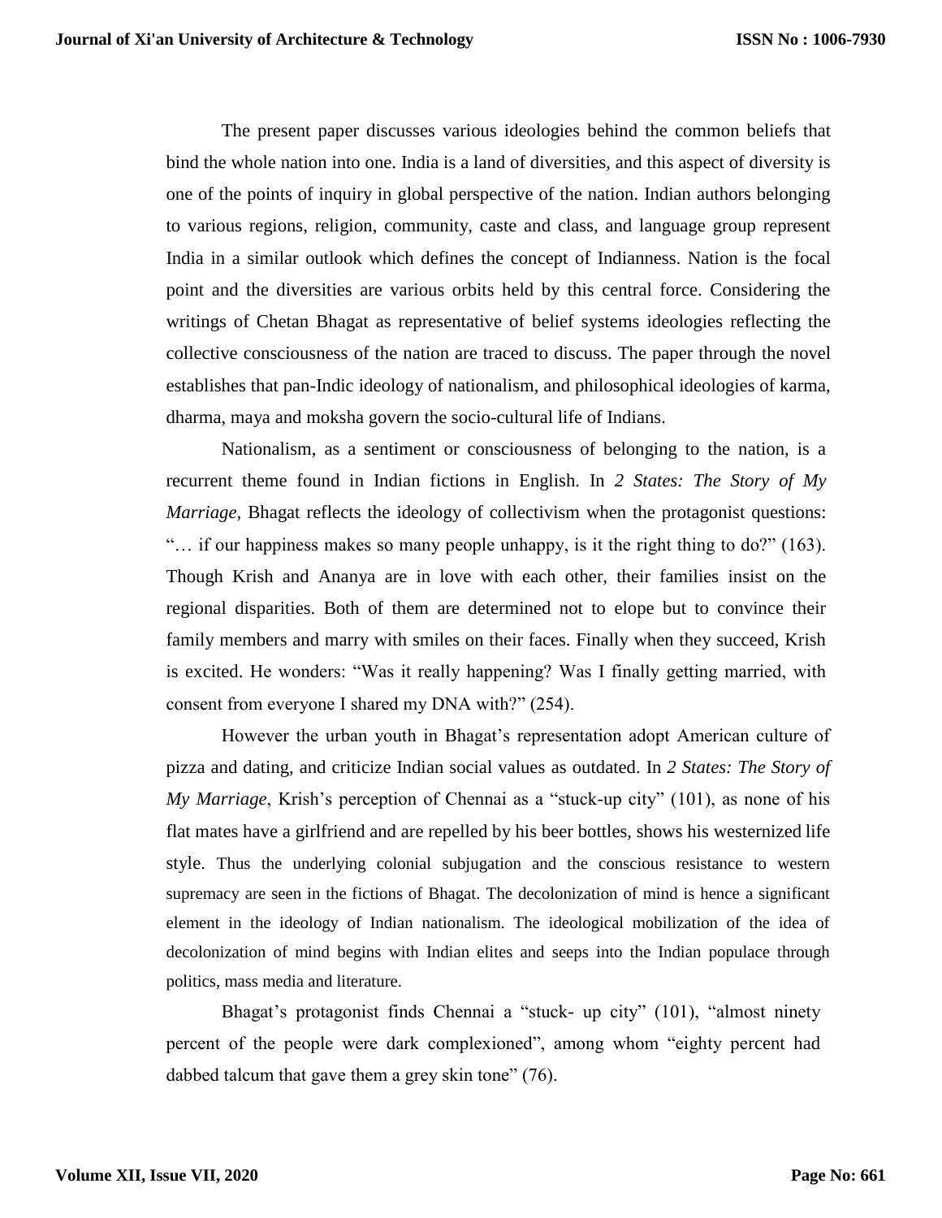The present paper discusses various ideologies behind the common beliefs that bind the whole nation into one. India is a land of diversities, and this aspect of diversity is one of the points of inquiry in global perspective of the nation. Indian authors belonging to various regions, religion, community, caste and class, and language group represent India in a similar outlook which defines the concept of Indianness. Nation is the focal point and the diversities are various orbits held by this central force. Considering the writings of Chetan Bhagat as representative of belief systems ideologies reflecting the collective consciousness of the nation are traced to discuss. The paper through the novel establishes that pan-Indic ideology of nationalism, and philosophical ideologies of karma, dharma, maya and moksha govern the socio-cultural life of Indians.

Nationalism, as a sentiment or consciousness of belonging to the nation, is a recurrent theme found in Indian fictions in English. In *2 States: The Story of My Marriage,* Bhagat reflects the ideology of collectivism when the protagonist questions: "… if our happiness makes so many people unhappy, is it the right thing to do?" (163). Though Krish and Ananya are in love with each other, their families insist on the regional disparities. Both of them are determined not to elope but to convince their family members and marry with smiles on their faces. Finally when they succeed, Krish is excited. He wonders: "Was it really happening? Was I finally getting married, with consent from everyone I shared my DNA with?" (254).

However the urban youth in Bhagat's representation adopt American culture of pizza and dating, and criticize Indian social values as outdated. In *2 States: The Story of My Marriage*, Krish's perception of Chennai as a "stuck-up city" (101), as none of his flat mates have a girlfriend and are repelled by his beer bottles, shows his westernized life style. Thus the underlying colonial subjugation and the conscious resistance to western supremacy are seen in the fictions of Bhagat. The decolonization of mind is hence a significant element in the ideology of Indian nationalism. The ideological mobilization of the idea of decolonization of mind begins with Indian elites and seeps into the Indian populace through politics, mass media and literature.

Bhagat's protagonist finds Chennai a "stuck- up city" (101), "almost ninety percent of the people were dark complexioned", among whom "eighty percent had dabbed talcum that gave them a grey skin tone" (76).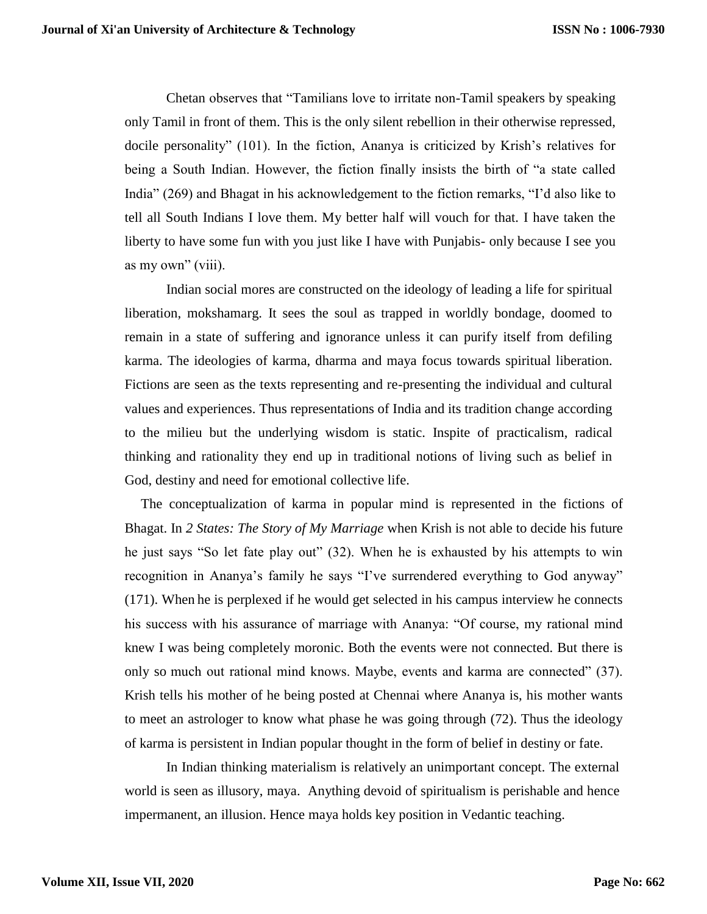Chetan observes that "Tamilians love to irritate non-Tamil speakers by speaking only Tamil in front of them. This is the only silent rebellion in their otherwise repressed, docile personality" (101). In the fiction, Ananya is criticized by Krish's relatives for being a South Indian. However, the fiction finally insists the birth of "a state called India" (269) and Bhagat in his acknowledgement to the fiction remarks, "I'd also like to tell all South Indians I love them. My better half will vouch for that. I have taken the liberty to have some fun with you just like I have with Punjabis- only because I see you as my own" (viii).

Indian social mores are constructed on the ideology of leading a life for spiritual liberation, mokshamarg. It sees the soul as trapped in worldly bondage, doomed to remain in a state of suffering and ignorance unless it can purify itself from defiling karma. The ideologies of karma, dharma and maya focus towards spiritual liberation. Fictions are seen as the texts representing and re-presenting the individual and cultural values and experiences. Thus representations of India and its tradition change according to the milieu but the underlying wisdom is static. Inspite of practicalism, radical thinking and rationality they end up in traditional notions of living such as belief in God, destiny and need for emotional collective life.

The conceptualization of karma in popular mind is represented in the fictions of Bhagat. In *2 States: The Story of My Marriage* when Krish is not able to decide his future he just says "So let fate play out" (32). When he is exhausted by his attempts to win recognition in Ananya's family he says "I've surrendered everything to God anyway" (171). When he is perplexed if he would get selected in his campus interview he connects his success with his assurance of marriage with Ananya: "Of course, my rational mind knew I was being completely moronic. Both the events were not connected. But there is only so much out rational mind knows. Maybe, events and karma are connected" (37). Krish tells his mother of he being posted at Chennai where Ananya is, his mother wants to meet an astrologer to know what phase he was going through (72). Thus the ideology of karma is persistent in Indian popular thought in the form of belief in destiny or fate.

In Indian thinking materialism is relatively an unimportant concept. The external world is seen as illusory, maya. Anything devoid of spiritualism is perishable and hence impermanent, an illusion. Hence maya holds key position in Vedantic teaching.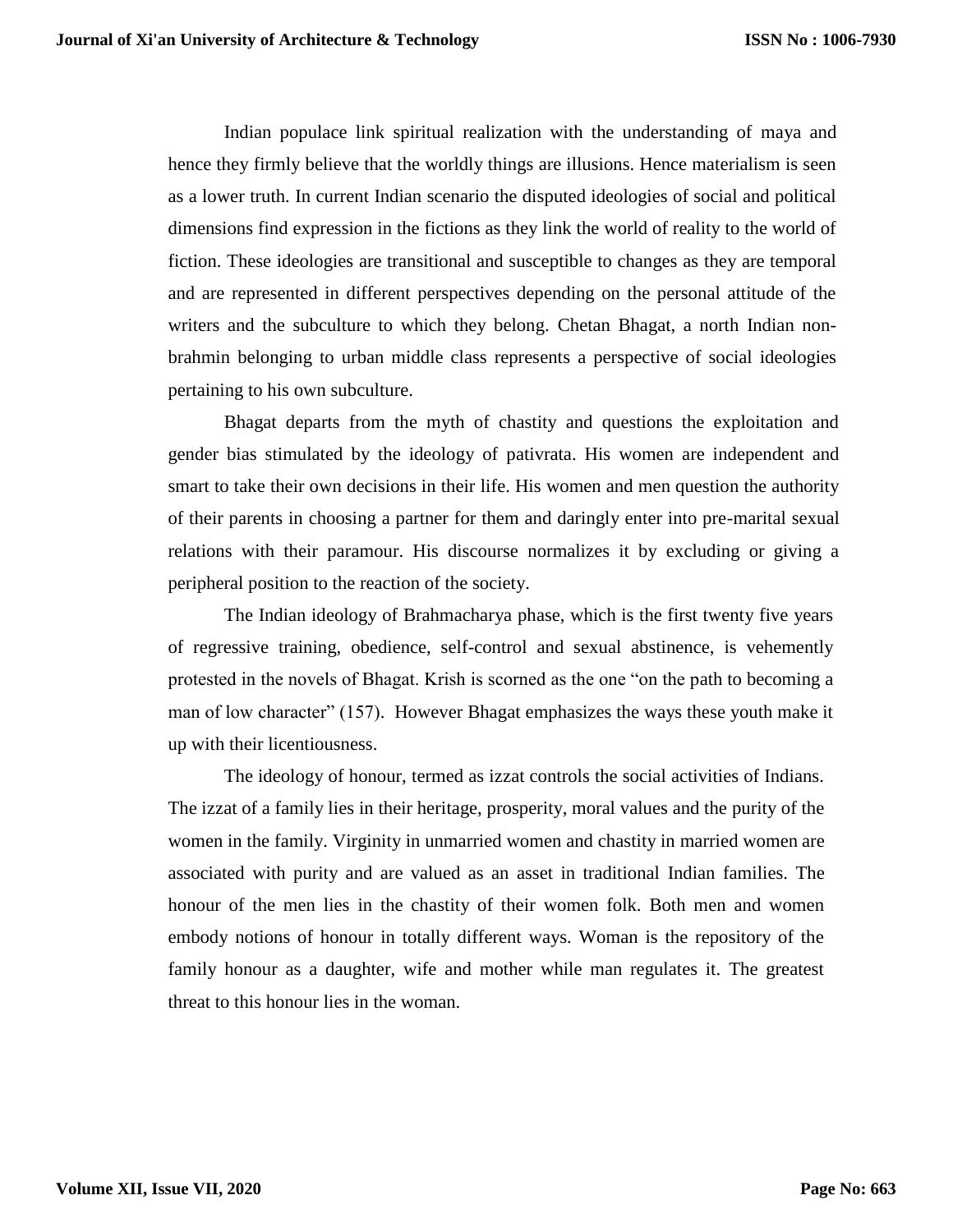Indian populace link spiritual realization with the understanding of maya and hence they firmly believe that the worldly things are illusions. Hence materialism is seen as a lower truth. In current Indian scenario the disputed ideologies of social and political dimensions find expression in the fictions as they link the world of reality to the world of fiction. These ideologies are transitional and susceptible to changes as they are temporal and are represented in different perspectives depending on the personal attitude of the writers and the subculture to which they belong. Chetan Bhagat, a north Indian non-brahmin belonging to urban middle class represents a perspective of social ideologies pertaining to his own subculture.

Bhagat departs from the myth of chastity and questions the exploitation and gender bias stimulated by the ideology of pativrata. His women are independent and smart to take their own decisions in their life. His women and men question the authority of their parents in choosing a partner for them and daringly enter into pre-marital sexual relations with their paramour. His discourse normalizes it by excluding or giving a peripheral position to the reaction of the society.

The Indian ideology of Brahmacharya phase, which is the first twenty five years of regressive training, obedience, self-control and sexual abstinence, is vehemently protested in the novels of Bhagat. Krish is scorned as the one "on the path to becoming a man of low character" (157). However Bhagat emphasizes the ways these youth make it up with their licentiousness.

The ideology of honour, termed as izzat controls the social activities of Indians. The izzat of a family lies in their heritage, prosperity, moral values and the purity of the women in the family. Virginity in unmarried women and chastity in married women are associated with purity and are valued as an asset in traditional Indian families. The honour of the men lies in the chastity of their women folk. Both men and women embody notions of honour in totally different ways. Woman is the repository of the family honour as a daughter, wife and mother while man regulates it. The greatest threat to this honour lies in the woman.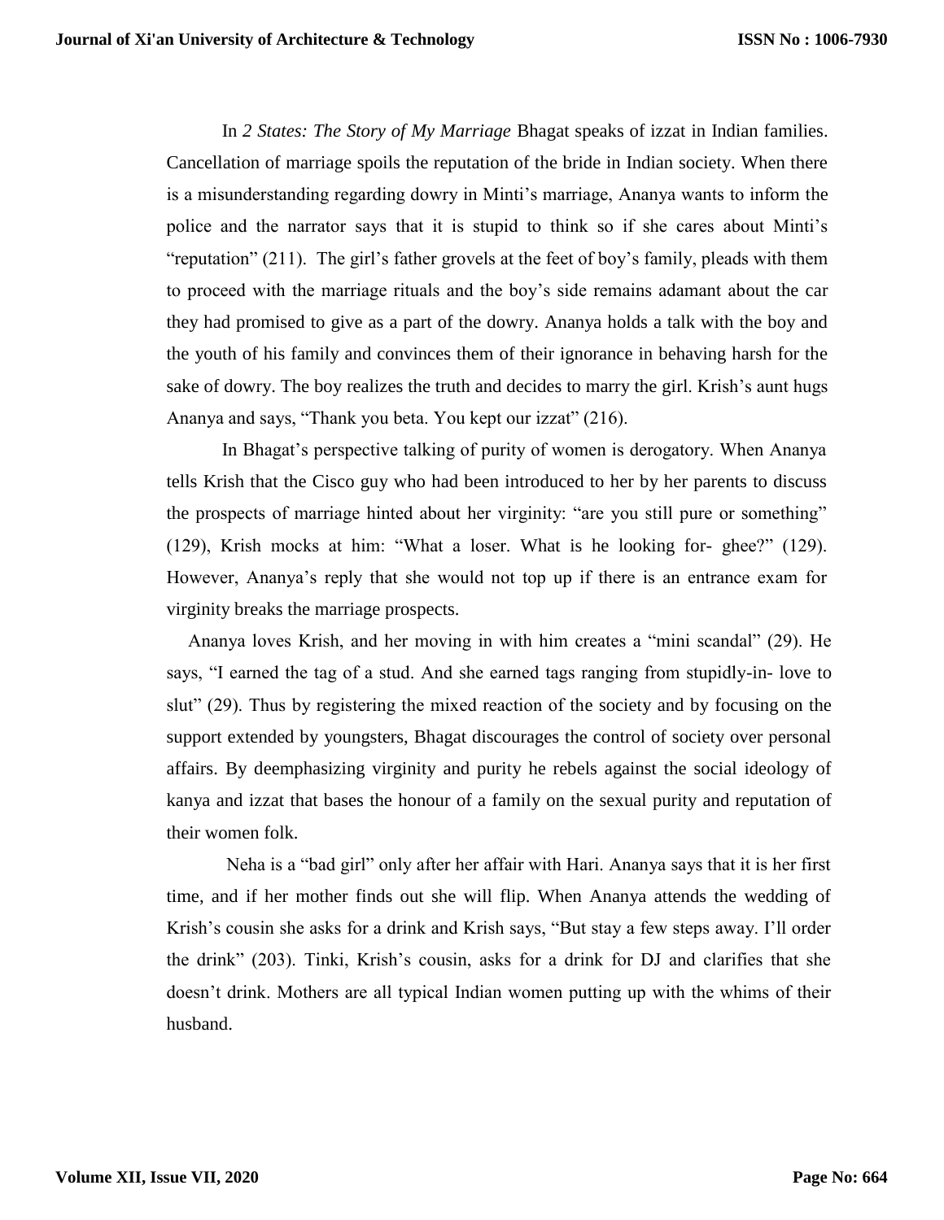In *2 States: The Story of My Marriage* Bhagat speaks of izzat in Indian families. Cancellation of marriage spoils the reputation of the bride in Indian society. When there is a misunderstanding regarding dowry in Minti's marriage, Ananya wants to inform the police and the narrator says that it is stupid to think so if she cares about Minti's "reputation" (211). The girl's father grovels at the feet of boy's family, pleads with them to proceed with the marriage rituals and the boy's side remains adamant about the car they had promised to give as a part of the dowry. Ananya holds a talk with the boy and the youth of his family and convinces them of their ignorance in behaving harsh for the sake of dowry. The boy realizes the truth and decides to marry the girl. Krish's aunt hugs Ananya and says, "Thank you beta. You kept our izzat" (216).

In Bhagat's perspective talking of purity of women is derogatory. When Ananya tells Krish that the Cisco guy who had been introduced to her by her parents to discuss the prospects of marriage hinted about her virginity: "are you still pure or something" (129), Krish mocks at him: "What a loser. What is he looking for- ghee?" (129). However, Ananya's reply that she would not top up if there is an entrance exam for virginity breaks the marriage prospects.

Ananya loves Krish, and her moving in with him creates a "mini scandal" (29). He says, "I earned the tag of a stud. And she earned tags ranging from stupidly-in- love to slut" (29). Thus by registering the mixed reaction of the society and by focusing on the support extended by youngsters, Bhagat discourages the control of society over personal affairs. By deemphasizing virginity and purity he rebels against the social ideology of kanya and izzat that bases the honour of a family on the sexual purity and reputation of their women folk.

Neha is a "bad girl" only after her affair with Hari. Ananya says that it is her first time, and if her mother finds out she will flip. When Ananya attends the wedding of Krish's cousin she asks for a drink and Krish says, "But stay a few steps away. I'll order the drink" (203). Tinki, Krish's cousin, asks for a drink for DJ and clarifies that she doesn't drink. Mothers are all typical Indian women putting up with the whims of their husband.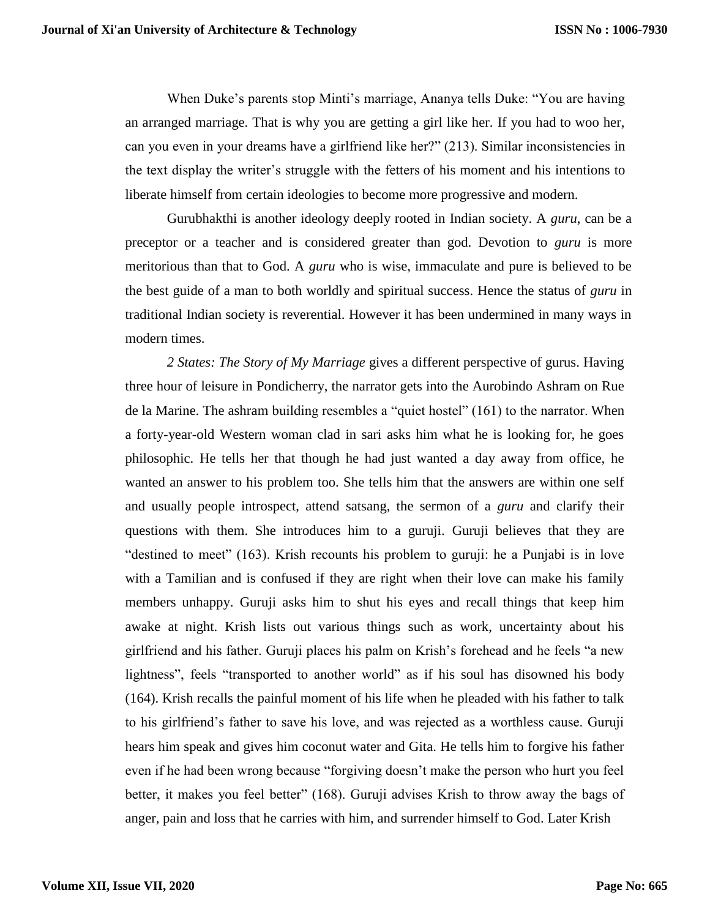When Duke's parents stop Minti's marriage, Ananya tells Duke: "You are having an arranged marriage. That is why you are getting a girl like her. If you had to woo her, can you even in your dreams have a girlfriend like her?" (213). Similar inconsistencies in the text display the writer's struggle with the fetters of his moment and his intentions to liberate himself from certain ideologies to become more progressive and modern.

Gurubhakthi is another ideology deeply rooted in Indian society. A *guru*, can be a preceptor or a teacher and is considered greater than god. Devotion to *guru* is more meritorious than that to God. A *guru* who is wise, immaculate and pure is believed to be the best guide of a man to both worldly and spiritual success. Hence the status of *guru* in traditional Indian society is reverential. However it has been undermined in many ways in modern times.

*2 States: The Story of My Marriage* gives a different perspective of gurus. Having three hour of leisure in Pondicherry, the narrator gets into the Aurobindo Ashram on Rue de la Marine. The ashram building resembles a "quiet hostel" (161) to the narrator. When a forty-year-old Western woman clad in sari asks him what he is looking for, he goes philosophic. He tells her that though he had just wanted a day away from office, he wanted an answer to his problem too. She tells him that the answers are within one self and usually people introspect, attend satsang, the sermon of a *guru* and clarify their questions with them. She introduces him to a guruji. Guruji believes that they are "destined to meet" (163). Krish recounts his problem to guruji: he a Punjabi is in love with a Tamilian and is confused if they are right when their love can make his family members unhappy. Guruji asks him to shut his eyes and recall things that keep him awake at night. Krish lists out various things such as work, uncertainty about his girlfriend and his father. Guruji places his palm on Krish's forehead and he feels "a new lightness", feels "transported to another world" as if his soul has disowned his body (164). Krish recalls the painful moment of his life when he pleaded with his father to talk to his girlfriend's father to save his love, and was rejected as a worthless cause. Guruji hears him speak and gives him coconut water and Gita. He tells him to forgive his father even if he had been wrong because "forgiving doesn't make the person who hurt you feel better, it makes you feel better" (168). Guruji advises Krish to throw away the bags of anger, pain and loss that he carries with him, and surrender himself to God. Later Krish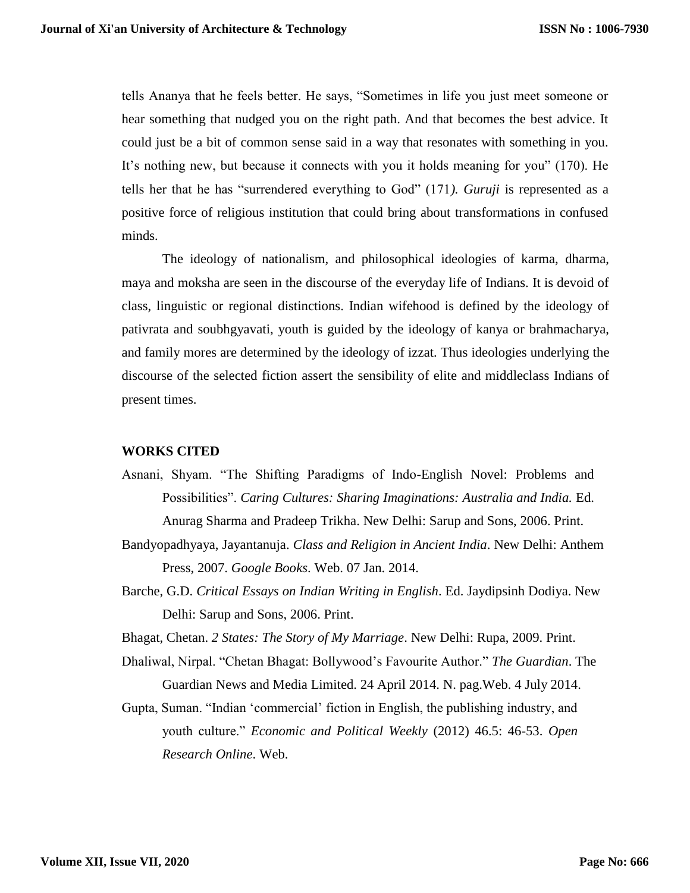tells Ananya that he feels better. He says, “Sometimes in life you just meet someone or hear something that nudged you on the right path. And that becomes the best advice. It could just be a bit of common sense said in a way that resonates with something in you. It’s nothing new, but because it connects with you it holds meaning for you” (170). He tells her that he has “surrendered everything to God” (171*). Guruji* is represented as a positive force of religious institution that could bring about transformations in confused minds.

The ideology of nationalism, and philosophical ideologies of karma, dharma, maya and moksha are seen in the discourse of the everyday life of Indians. It is devoid of class, linguistic or regional distinctions. Indian wifehood is defined by the ideology of pativrata and soubhgyavati, youth is guided by the ideology of kanya or brahmacharya, and family mores are determined by the ideology of izzat. Thus ideologies underlying the discourse of the selected fiction assert the sensibility of elite and middleclass Indians of present times.

**WORKS CITED**

Asnani, Shyam. “The Shifting Paradigms of Indo-English Novel: Problems and Possibilities”. *Caring Cultures: Sharing Imaginations: Australia and India.* Ed. Anurag Sharma and Pradeep Trikha. New Delhi: Sarup and Sons, 2006. Print.

Bandyopadhyaya, Jayantanuja. *Class and Religion in Ancient India*. New Delhi: Anthem Press, 2007. *Google Books*. Web. 07 Jan. 2014.

Barche, G.D. *Critical Essays on Indian Writing in English*. Ed. Jaydipsinh Dodiya. New Delhi: Sarup and Sons, 2006. Print.

Bhagat, Chetan. *2 States: The Story of My Marriage*. New Delhi: Rupa, 2009. Print.

Dhaliwal, Nirpal. “Chetan Bhagat: Bollywood’s Favourite Author.” *The Guardian*. The Guardian News and Media Limited. 24 April 2014. N. pag.Web. 4 July 2014.

Gupta, Suman. “Indian ‘commercial’ fiction in English, the publishing industry, and youth culture.” *Economic and Political Weekly* (2012) 46.5: 46-53. *Open Research Online*. Web.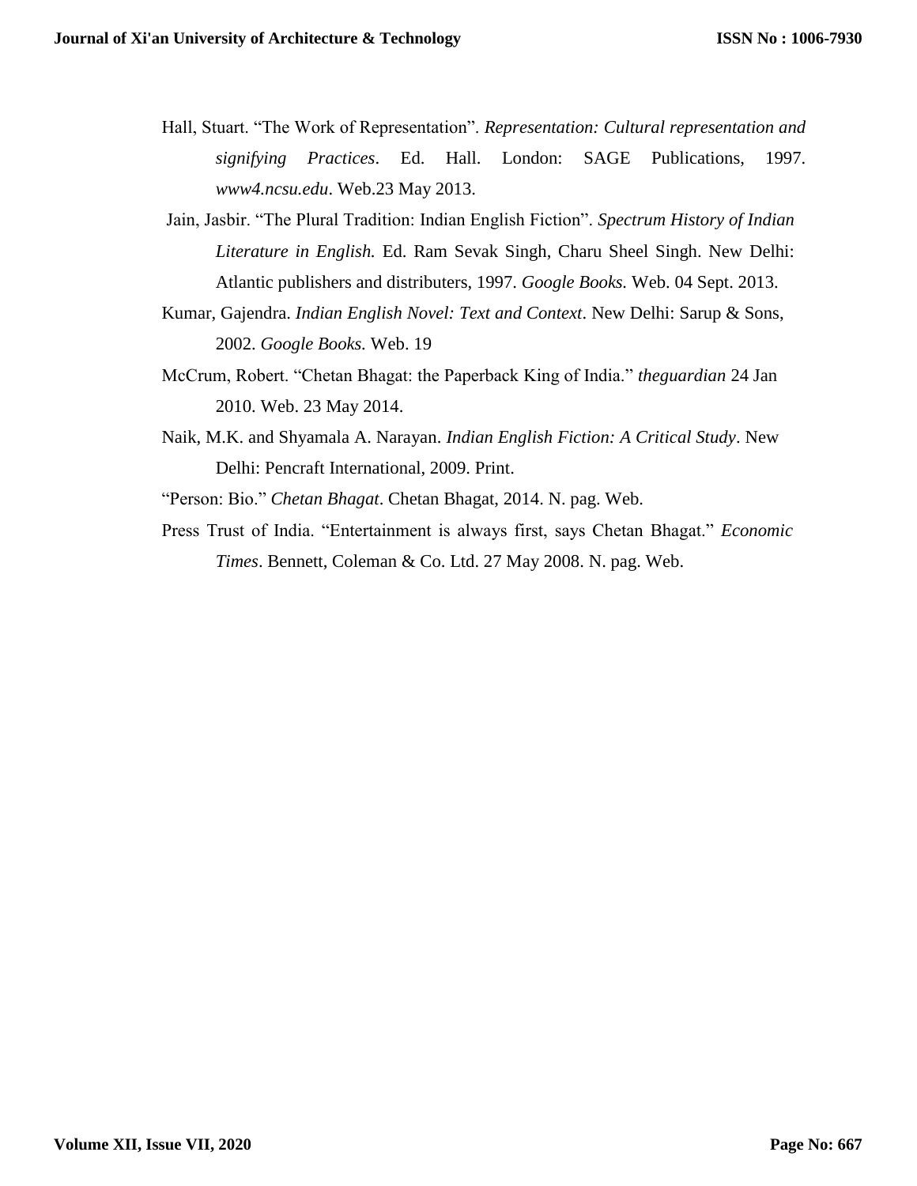Hall, Stuart. "The Work of Representation". *Representation: Cultural representation and signifying Practices*. Ed. Hall. London: SAGE Publications, 1997. *www4.ncsu.edu*. Web.23 May 2013.

Jain, Jasbir. "The Plural Tradition: Indian English Fiction". *Spectrum History of Indian Literature in English.* Ed. Ram Sevak Singh, Charu Sheel Singh. New Delhi: Atlantic publishers and distributers, 1997. *Google Books.* Web. 04 Sept. 2013.

Kumar, Gajendra. *Indian English Novel: Text and Context*. New Delhi: Sarup & Sons, 2002. *Google Books.* Web. 19

McCrum, Robert. "Chetan Bhagat: the Paperback King of India." *theguardian* 24 Jan 2010. Web. 23 May 2014.

Naik, M.K. and Shyamala A. Narayan. *Indian English Fiction: A Critical Study*. New Delhi: Pencraft International, 2009. Print.

"Person: Bio." *Chetan Bhagat*. Chetan Bhagat, 2014. N. pag. Web.

Press Trust of India. "Entertainment is always first, says Chetan Bhagat." *Economic Times*. Bennett, Coleman & Co. Ltd. 27 May 2008. N. pag. Web.